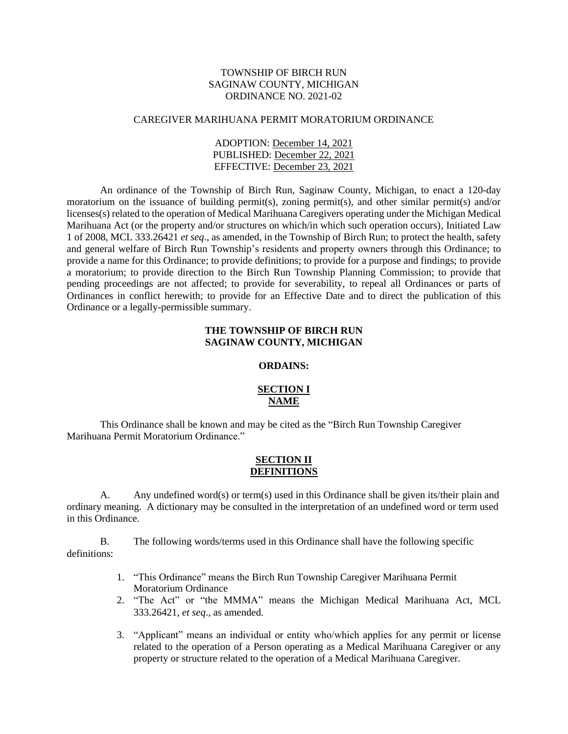TOWNSHIP OF BIRCH RUN
SAGINAW COUNTY, MICHIGAN
ORDINANCE NO. 2021-02

CAREGIVER MARIHUANA PERMIT MORATORIUM ORDINANCE

ADOPTION: December 14, 2021
PUBLISHED: December 22, 2021
EFFECTIVE: December 23, 2021

An ordinance of the Township of Birch Run, Saginaw County, Michigan, to enact a 120-day moratorium on the issuance of building permit(s), zoning permit(s), and other similar permit(s) and/or licenses(s) related to the operation of Medical Marihuana Caregivers operating under the Michigan Medical Marihuana Act (or the property and/or structures on which/in which such operation occurs), Initiated Law 1 of 2008, MCL 333.26421 *et seq*., as amended, in the Township of Birch Run; to protect the health, safety and general welfare of Birch Run Township's residents and property owners through this Ordinance; to provide a name for this Ordinance; to provide definitions; to provide for a purpose and findings; to provide a moratorium; to provide direction to the Birch Run Township Planning Commission; to provide that pending proceedings are not affected; to provide for severability, to repeal all Ordinances or parts of Ordinances in conflict herewith; to provide for an Effective Date and to direct the publication of this Ordinance or a legally-permissible summary.

**THE TOWNSHIP OF BIRCH RUN**
**SAGINAW COUNTY, MICHIGAN**

**ORDAINS:**

## SECTION I
## NAME

This Ordinance shall be known and may be cited as the "Birch Run Township Caregiver Marihuana Permit Moratorium Ordinance."

## SECTION II
## DEFINITIONS

A. Any undefined word(s) or term(s) used in this Ordinance shall be given its/their plain and ordinary meaning. A dictionary may be consulted in the interpretation of an undefined word or term used in this Ordinance.

B. The following words/terms used in this Ordinance shall have the following specific definitions:

1. "This Ordinance" means the Birch Run Township Caregiver Marihuana Permit Moratorium Ordinance
2. "The Act" or "the MMMA" means the Michigan Medical Marihuana Act, MCL 333.26421, *et seq*., as amended.
3. "Applicant" means an individual or entity who/which applies for any permit or license related to the operation of a Person operating as a Medical Marihuana Caregiver or any property or structure related to the operation of a Medical Marihuana Caregiver.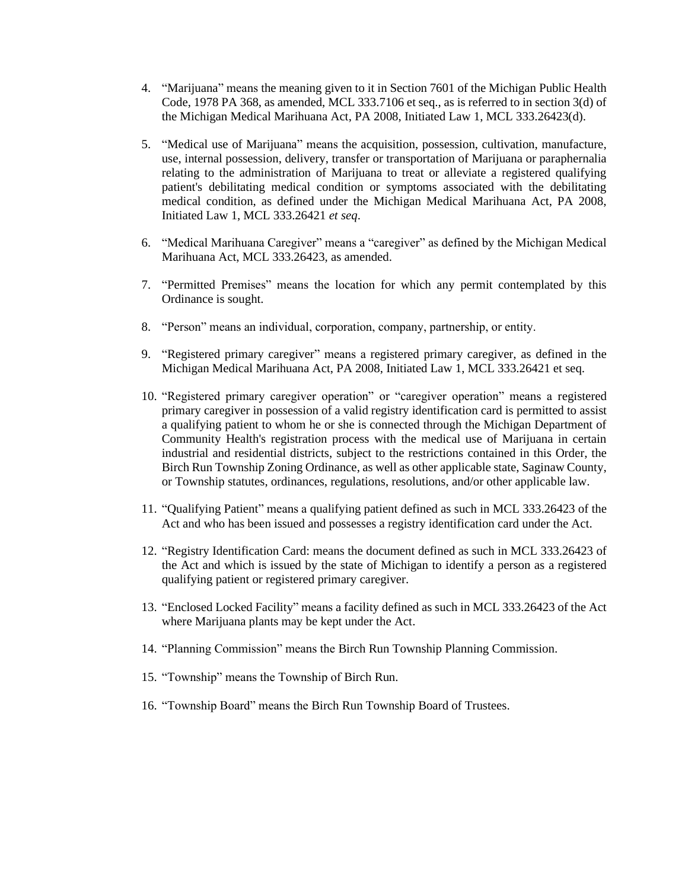4. "Marijuana" means the meaning given to it in Section 7601 of the Michigan Public Health Code, 1978 PA 368, as amended, MCL 333.7106 et seq., as is referred to in section 3(d) of the Michigan Medical Marihuana Act, PA 2008, Initiated Law 1, MCL 333.26423(d).

5. "Medical use of Marijuana" means the acquisition, possession, cultivation, manufacture, use, internal possession, delivery, transfer or transportation of Marijuana or paraphernalia relating to the administration of Marijuana to treat or alleviate a registered qualifying patient's debilitating medical condition or symptoms associated with the debilitating medical condition, as defined under the Michigan Medical Marihuana Act, PA 2008, Initiated Law 1, MCL 333.26421 *et seq*.

6. "Medical Marihuana Caregiver" means a "caregiver" as defined by the Michigan Medical Marihuana Act, MCL 333.26423, as amended.

7. "Permitted Premises" means the location for which any permit contemplated by this Ordinance is sought.

8. "Person" means an individual, corporation, company, partnership, or entity.

9. "Registered primary caregiver" means a registered primary caregiver, as defined in the Michigan Medical Marihuana Act, PA 2008, Initiated Law 1, MCL 333.26421 et seq.

10. "Registered primary caregiver operation" or "caregiver operation" means a registered primary caregiver in possession of a valid registry identification card is permitted to assist a qualifying patient to whom he or she is connected through the Michigan Department of Community Health's registration process with the medical use of Marijuana in certain industrial and residential districts, subject to the restrictions contained in this Order, the Birch Run Township Zoning Ordinance, as well as other applicable state, Saginaw County, or Township statutes, ordinances, regulations, resolutions, and/or other applicable law.

11. "Qualifying Patient" means a qualifying patient defined as such in MCL 333.26423 of the Act and who has been issued and possesses a registry identification card under the Act.

12. "Registry Identification Card: means the document defined as such in MCL 333.26423 of the Act and which is issued by the state of Michigan to identify a person as a registered qualifying patient or registered primary caregiver.

13. "Enclosed Locked Facility" means a facility defined as such in MCL 333.26423 of the Act where Marijuana plants may be kept under the Act.

14. "Planning Commission" means the Birch Run Township Planning Commission.

15. "Township" means the Township of Birch Run.

16. "Township Board" means the Birch Run Township Board of Trustees.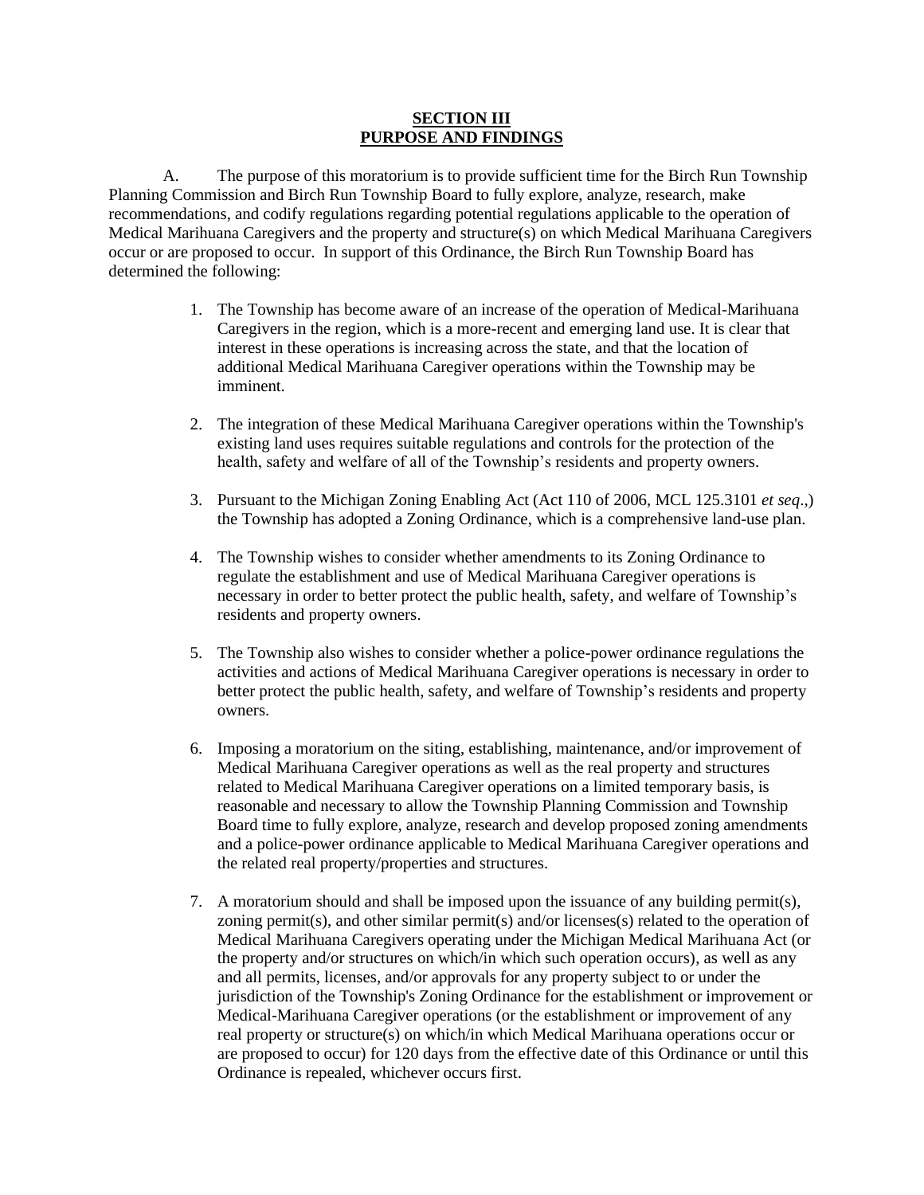## SECTION III
## PURPOSE AND FINDINGS

A. The purpose of this moratorium is to provide sufficient time for the Birch Run Township Planning Commission and Birch Run Township Board to fully explore, analyze, research, make recommendations, and codify regulations regarding potential regulations applicable to the operation of Medical Marihuana Caregivers and the property and structure(s) on which Medical Marihuana Caregivers occur or are proposed to occur. In support of this Ordinance, the Birch Run Township Board has determined the following:

1. The Township has become aware of an increase of the operation of Medical-Marihuana Caregivers in the region, which is a more-recent and emerging land use. It is clear that interest in these operations is increasing across the state, and that the location of additional Medical Marihuana Caregiver operations within the Township may be imminent.

2. The integration of these Medical Marihuana Caregiver operations within the Township's existing land uses requires suitable regulations and controls for the protection of the health, safety and welfare of all of the Township's residents and property owners.

3. Pursuant to the Michigan Zoning Enabling Act (Act 110 of 2006, MCL 125.3101 *et seq*.,) the Township has adopted a Zoning Ordinance, which is a comprehensive land-use plan.

4. The Township wishes to consider whether amendments to its Zoning Ordinance to regulate the establishment and use of Medical Marihuana Caregiver operations is necessary in order to better protect the public health, safety, and welfare of Township's residents and property owners.

5. The Township also wishes to consider whether a police-power ordinance regulations the activities and actions of Medical Marihuana Caregiver operations is necessary in order to better protect the public health, safety, and welfare of Township's residents and property owners.

6. Imposing a moratorium on the siting, establishing, maintenance, and/or improvement of Medical Marihuana Caregiver operations as well as the real property and structures related to Medical Marihuana Caregiver operations on a limited temporary basis, is reasonable and necessary to allow the Township Planning Commission and Township Board time to fully explore, analyze, research and develop proposed zoning amendments and a police-power ordinance applicable to Medical Marihuana Caregiver operations and the related real property/properties and structures.

7. A moratorium should and shall be imposed upon the issuance of any building permit(s), zoning permit(s), and other similar permit(s) and/or licenses(s) related to the operation of Medical Marihuana Caregivers operating under the Michigan Medical Marihuana Act (or the property and/or structures on which/in which such operation occurs), as well as any and all permits, licenses, and/or approvals for any property subject to or under the jurisdiction of the Township's Zoning Ordinance for the establishment or improvement or Medical-Marihuana Caregiver operations (or the establishment or improvement of any real property or structure(s) on which/in which Medical Marihuana operations occur or are proposed to occur) for 120 days from the effective date of this Ordinance or until this Ordinance is repealed, whichever occurs first.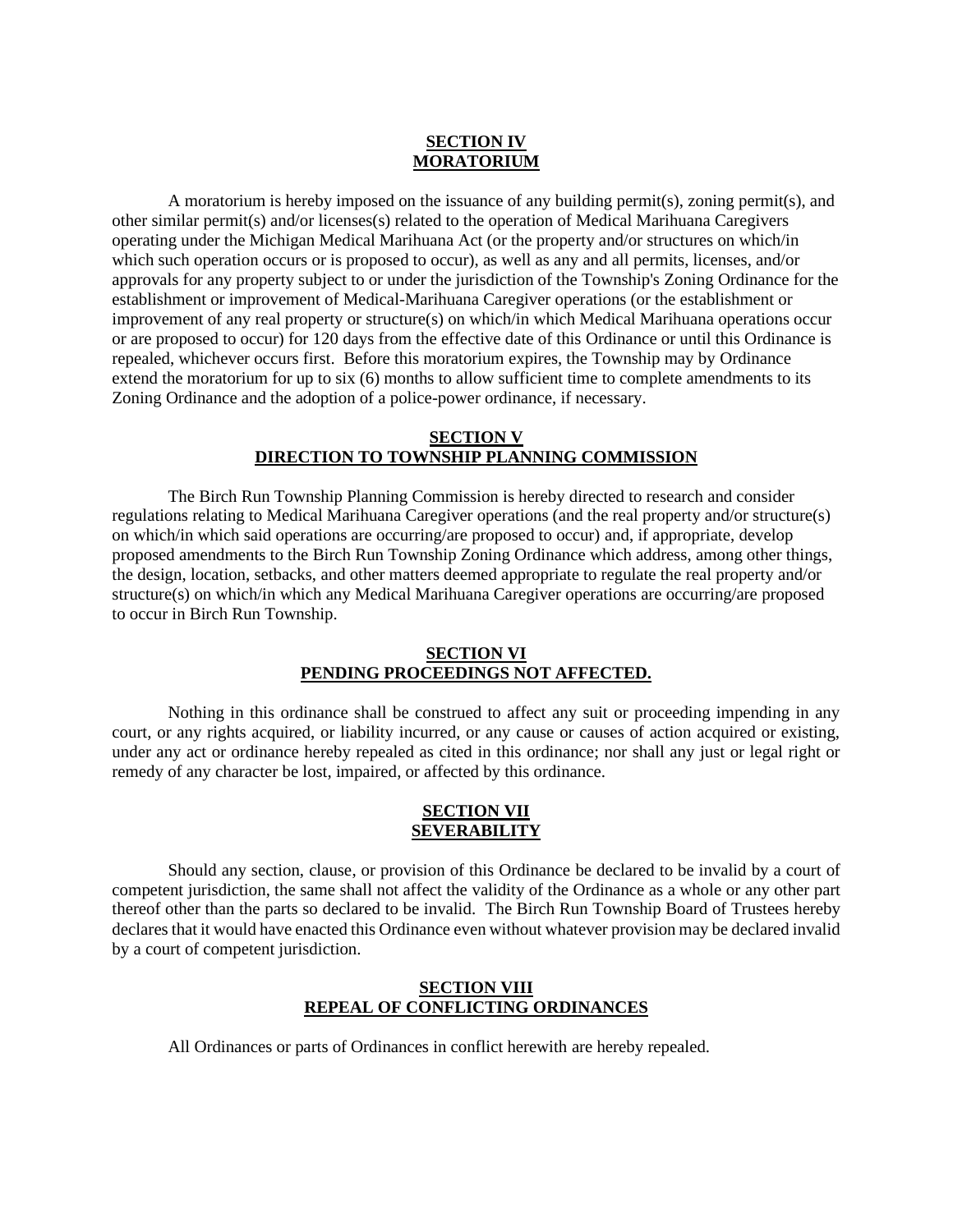## SECTION IV
## MORATORIUM

A moratorium is hereby imposed on the issuance of any building permit(s), zoning permit(s), and other similar permit(s) and/or licenses(s) related to the operation of Medical Marihuana Caregivers operating under the Michigan Medical Marihuana Act (or the property and/or structures on which/in which such operation occurs or is proposed to occur), as well as any and all permits, licenses, and/or approvals for any property subject to or under the jurisdiction of the Township's Zoning Ordinance for the establishment or improvement of Medical-Marihuana Caregiver operations (or the establishment or improvement of any real property or structure(s) on which/in which Medical Marihuana operations occur or are proposed to occur) for 120 days from the effective date of this Ordinance or until this Ordinance is repealed, whichever occurs first. Before this moratorium expires, the Township may by Ordinance extend the moratorium for up to six (6) months to allow sufficient time to complete amendments to its Zoning Ordinance and the adoption of a police-power ordinance, if necessary.

## SECTION V
## DIRECTION TO TOWNSHIP PLANNING COMMISSION

The Birch Run Township Planning Commission is hereby directed to research and consider regulations relating to Medical Marihuana Caregiver operations (and the real property and/or structure(s) on which/in which said operations are occurring/are proposed to occur) and, if appropriate, develop proposed amendments to the Birch Run Township Zoning Ordinance which address, among other things, the design, location, setbacks, and other matters deemed appropriate to regulate the real property and/or structure(s) on which/in which any Medical Marihuana Caregiver operations are occurring/are proposed to occur in Birch Run Township.

## SECTION VI
## PENDING PROCEEDINGS NOT AFFECTED.

Nothing in this ordinance shall be construed to affect any suit or proceeding impending in any court, or any rights acquired, or liability incurred, or any cause or causes of action acquired or existing, under any act or ordinance hereby repealed as cited in this ordinance; nor shall any just or legal right or remedy of any character be lost, impaired, or affected by this ordinance.

## SECTION VII
## SEVERABILITY

Should any section, clause, or provision of this Ordinance be declared to be invalid by a court of competent jurisdiction, the same shall not affect the validity of the Ordinance as a whole or any other part thereof other than the parts so declared to be invalid. The Birch Run Township Board of Trustees hereby declares that it would have enacted this Ordinance even without whatever provision may be declared invalid by a court of competent jurisdiction.

## SECTION VIII
## REPEAL OF CONFLICTING ORDINANCES

All Ordinances or parts of Ordinances in conflict herewith are hereby repealed.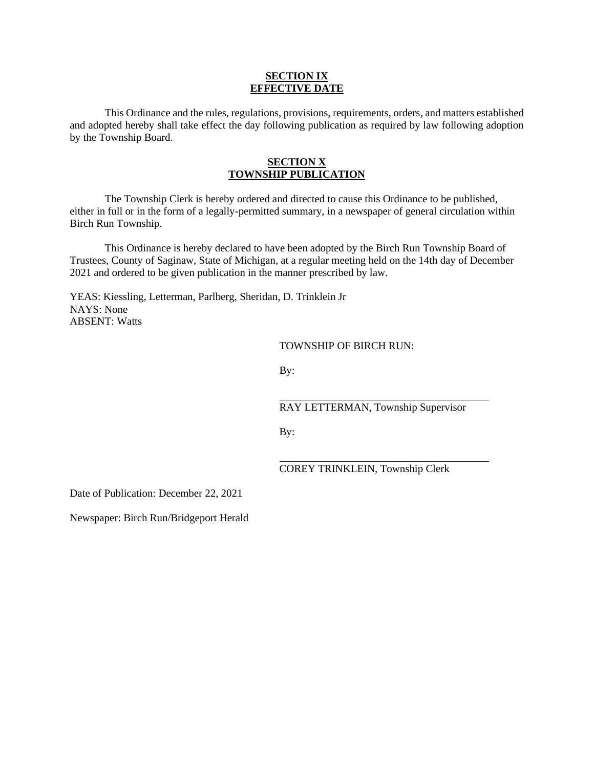## SECTION IX
## EFFECTIVE DATE

This Ordinance and the rules, regulations, provisions, requirements, orders, and matters established and adopted hereby shall take effect the day following publication as required by law following adoption by the Township Board.

## SECTION X
## TOWNSHIP PUBLICATION

The Township Clerk is hereby ordered and directed to cause this Ordinance to be published, either in full or in the form of a legally-permitted summary, in a newspaper of general circulation within Birch Run Township.

This Ordinance is hereby declared to have been adopted by the Birch Run Township Board of Trustees, County of Saginaw, State of Michigan, at a regular meeting held on the 14th day of December 2021 and ordered to be given publication in the manner prescribed by law.

YEAS: Kiessling, Letterman, Parlberg, Sheridan, D. Trinklein Jr
NAYS: None
ABSENT: Watts

TOWNSHIP OF BIRCH RUN:

By:

\_\_\_\_\_\_\_\_\_\_\_\_\_\_\_\_\_\_\_\_\_\_\_\_\_\_\_\_\_\_\_\_\_\_\_\_\_\_
RAY LETTERMAN, Township Supervisor

By:

\_\_\_\_\_\_\_\_\_\_\_\_\_\_\_\_\_\_\_\_\_\_\_\_\_\_\_\_\_\_\_\_\_\_\_\_\_\_
COREY TRINKLEIN, Township Clerk

Date of Publication: December 22, 2021

Newspaper: Birch Run/Bridgeport Herald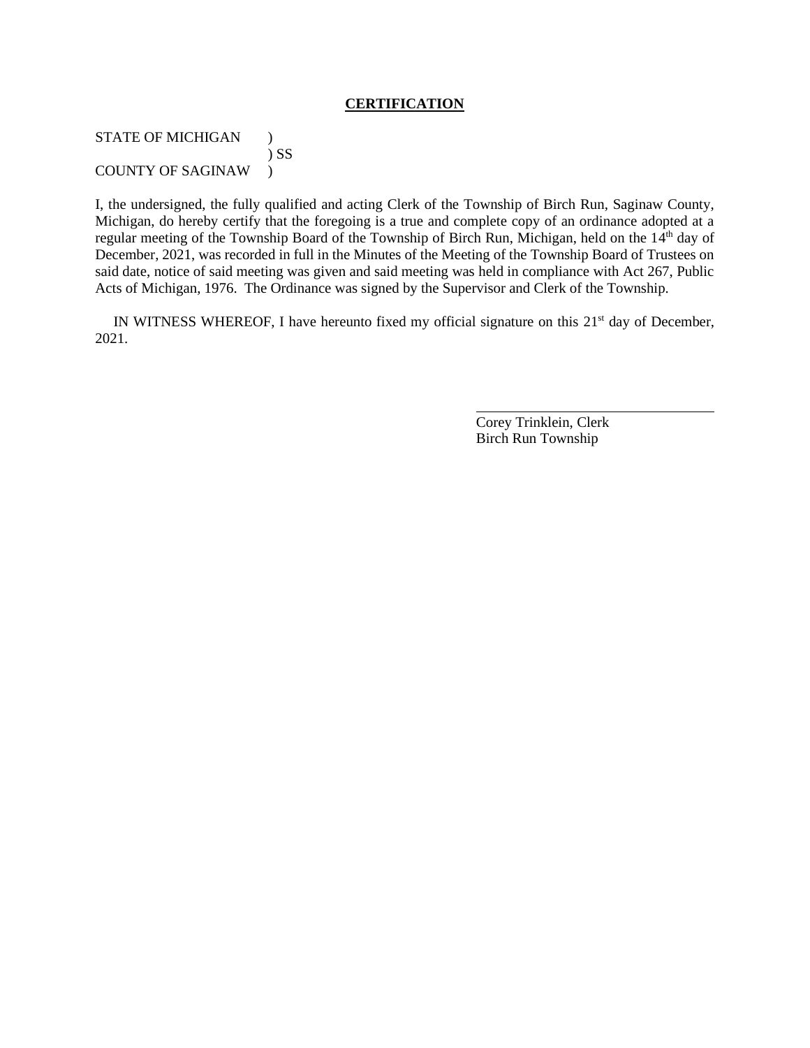**CERTIFICATION**

STATE OF MICHIGAN )
) SS
COUNTY OF SAGINAW )

I, the undersigned, the fully qualified and acting Clerk of the Township of Birch Run, Saginaw County, Michigan, do hereby certify that the foregoing is a true and complete copy of an ordinance adopted at a regular meeting of the Township Board of the Township of Birch Run, Michigan, held on the 14th day of December, 2021, was recorded in full in the Minutes of the Meeting of the Township Board of Trustees on said date, notice of said meeting was given and said meeting was held in compliance with Act 267, Public Acts of Michigan, 1976. The Ordinance was signed by the Supervisor and Clerk of the Township.

IN WITNESS WHEREOF, I have hereunto fixed my official signature on this 21st day of December, 2021.

\_\_\_\_\_\_\_\_\_\_\_\_\_\_\_\_\_\_\_\_\_\_\_\_\_\_\_\_\_\_\_\_\_\_

Corey Trinklein, Clerk
Birch Run Township